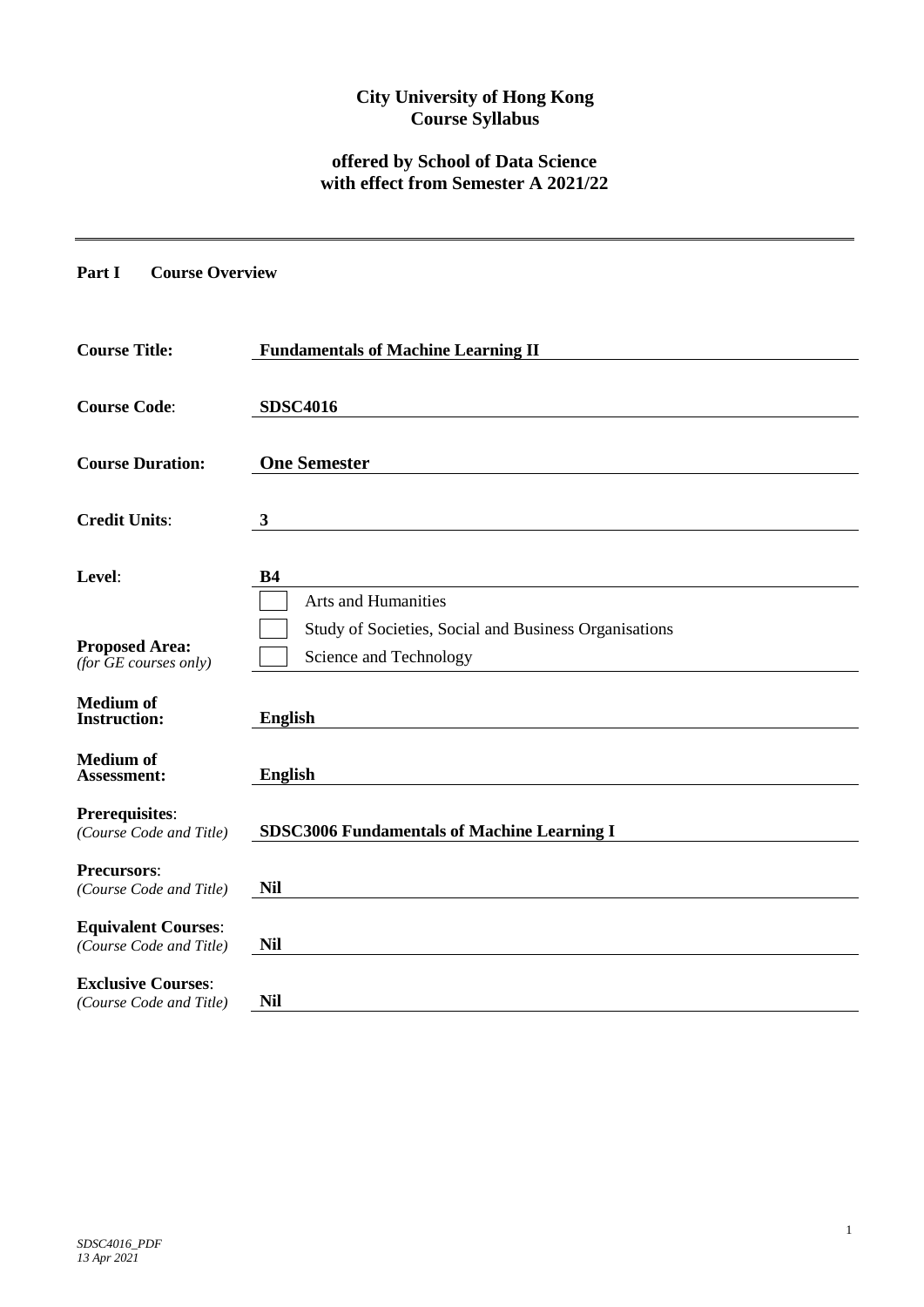**City University of Hong Kong**
**Course Syllabus**

**offered by School of Data Science**
**with effect from Semester A 2021/22**

---

**Part I Course Overview**

| | |
|---|---|
| **Course Title:** | **Fundamentals of Machine Learning II** |
| **Course Code:** | **SDSC4016** |
| **Course Duration:** | **One Semester** |
| **Credit Units:** | **3** |
| **Level:** | **B4** |
| **Proposed Area:** *(for GE courses only)* | ☐ Arts and Humanities<br>☐ Study of Societies, Social and Business Organisations<br>☐ Science and Technology |
| **Medium of Instruction:** | **English** |
| **Medium of Assessment:** | **English** |
| **Prerequisites:** *(Course Code and Title)* | **SDSC3006 Fundamentals of Machine Learning I** |
| **Precursors:** *(Course Code and Title)* | **Nil** |
| **Equivalent Courses:** *(Course Code and Title)* | **Nil** |
| **Exclusive Courses:** *(Course Code and Title)* | **Nil** |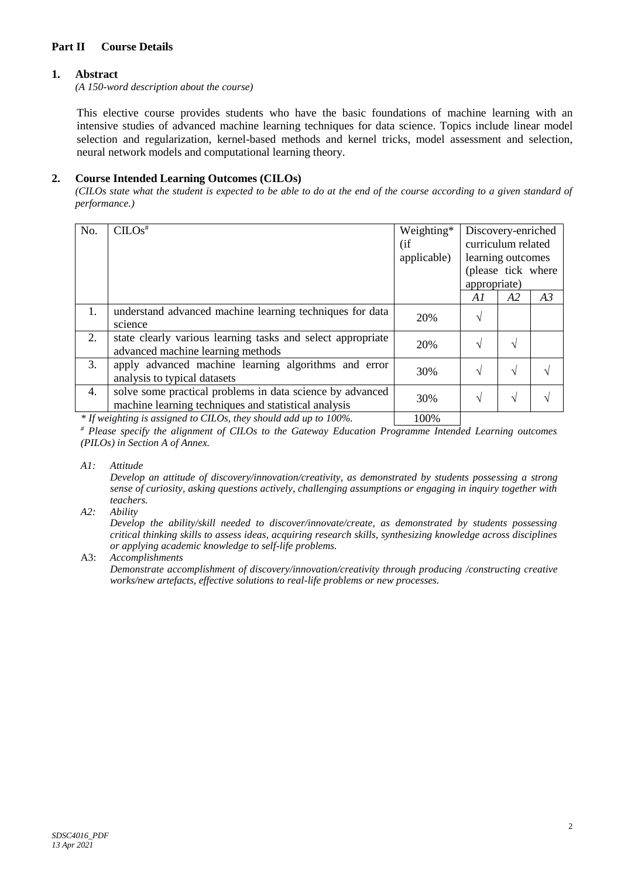## Part II Course Details

### 1. Abstract

*(A 150-word description about the course)*

This elective course provides students who have the basic foundations of machine learning with an intensive studies of advanced machine learning techniques for data science. Topics include linear model selection and regularization, kernel-based methods and kernel tricks, model assessment and selection, neural network models and computational learning theory.

### 2. Course Intended Learning Outcomes (CILOs)

*(CILOs state what the student is expected to be able to do at the end of the course according to a given standard of performance.)*

| No. | CILOs# | Weighting* (if applicable) | Discovery-enriched curriculum related learning outcomes (please tick where appropriate) | | |
|---|---|---|---|---|---|
| | | | *A1* | *A2* | *A3* |
| 1. | understand advanced machine learning techniques for data science | 20% | √ | | |
| 2. | state clearly various learning tasks and select appropriate advanced machine learning methods | 20% | √ | √ | |
| 3. | apply advanced machine learning algorithms and error analysis to typical datasets | 30% | √ | √ | √ |
| 4. | solve some practical problems in data science by advanced machine learning techniques and statistical analysis | 30% | √ | √ | √ |
| | | 100% | | | |

*\* If weighting is assigned to CILOs, they should add up to 100%.*

*# Please specify the alignment of CILOs to the Gateway Education Programme Intended Learning outcomes (PILOs) in Section A of Annex.*

*A1: Attitude*
*Develop an attitude of discovery/innovation/creativity, as demonstrated by students possessing a strong sense of curiosity, asking questions actively, challenging assumptions or engaging in inquiry together with teachers.*

*A2: Ability*
*Develop the ability/skill needed to discover/innovate/create, as demonstrated by students possessing critical thinking skills to assess ideas, acquiring research skills, synthesizing knowledge across disciplines or applying academic knowledge to self-life problems.*

A3: *Accomplishments*
*Demonstrate accomplishment of discovery/innovation/creativity through producing /constructing creative works/new artefacts, effective solutions to real-life problems or new processes.*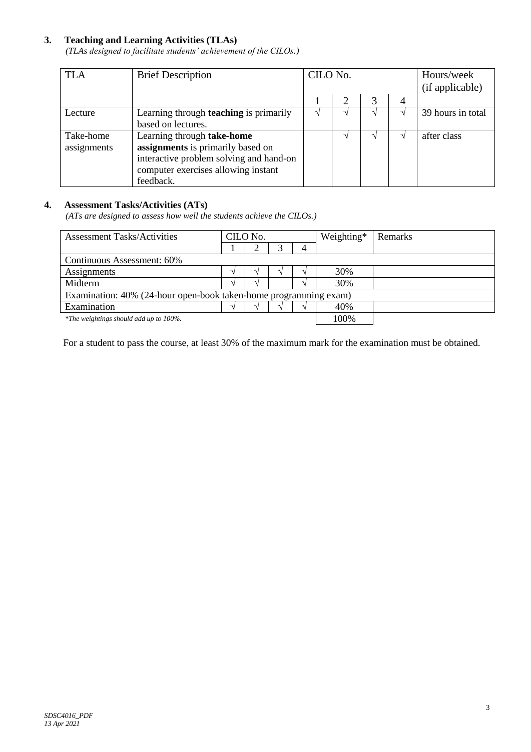### 3. Teaching and Learning Activities (TLAs)

*(TLAs designed to facilitate students' achievement of the CILOs.)*

| TLA | Brief Description | CILO No. | | | | Hours/week (if applicable) |
|---|---|---|---|---|---|---|
| | | 1 | 2 | 3 | 4 | |
| Lecture | Learning through **teaching** is primarily based on lectures. | √ | √ | √ | √ | 39 hours in total |
| Take-home assignments | Learning through **take-home assignments** is primarily based on interactive problem solving and hand-on computer exercises allowing instant feedback. | | √ | √ | √ | after class |

### 4. Assessment Tasks/Activities (ATs)

*(ATs are designed to assess how well the students achieve the CILOs.)*

| Assessment Tasks/Activities | CILO No. | | | | Weighting* | Remarks |
|---|---|---|---|---|---|---|
| | 1 | 2 | 3 | 4 | | |
| Continuous Assessment: 60% | | | | | | |
| Assignments | √ | √ | √ | √ | 30% | |
| Midterm | √ | √ | | √ | 30% | |
| Examination: 40% (24-hour open-book taken-home programming exam) | | | | | | |
| Examination | √ | √ | √ | √ | 40% | |
| *The weightings should add up to 100%. | | | | | 100% | |

For a student to pass the course, at least 30% of the maximum mark for the examination must be obtained.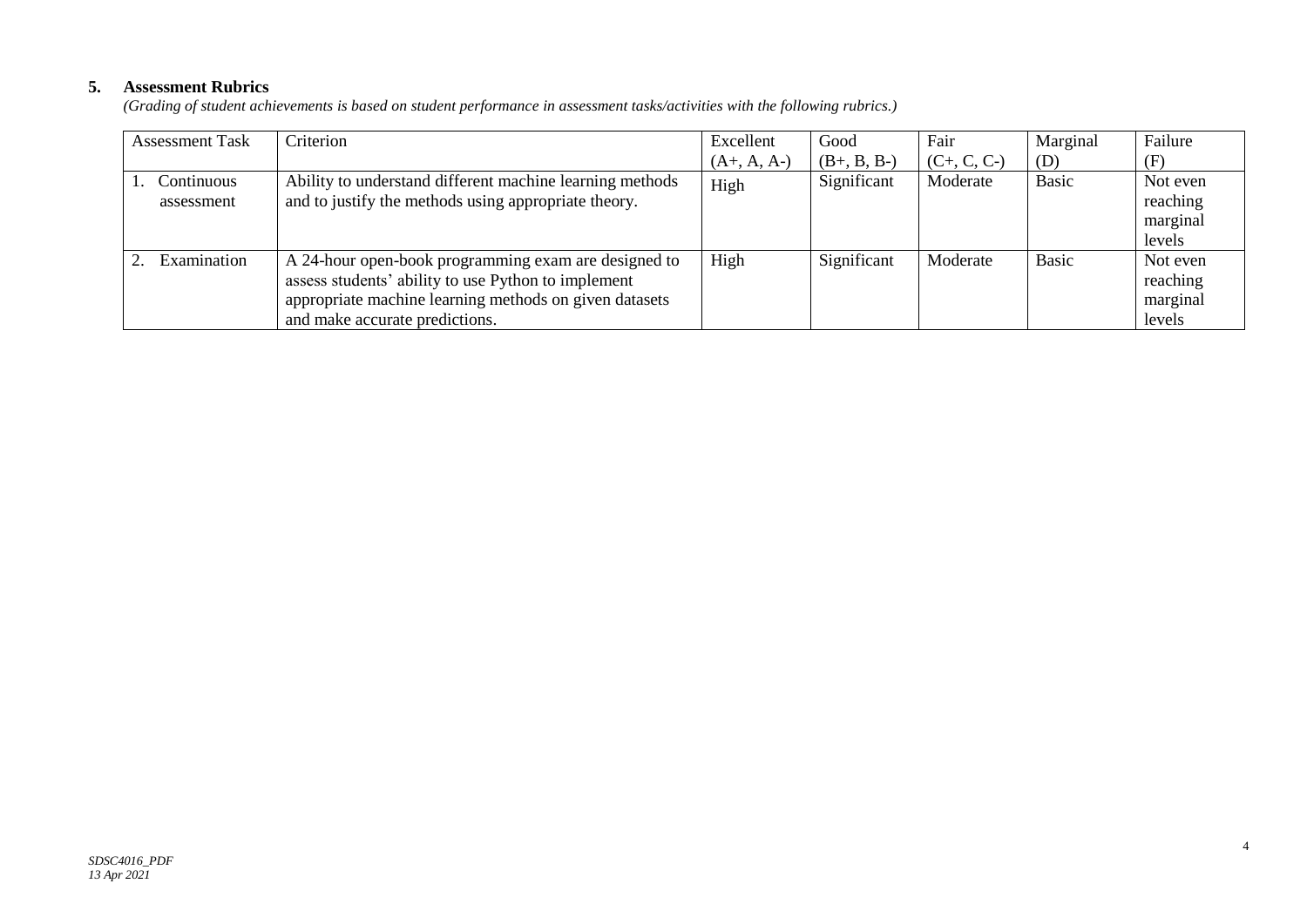## 5. Assessment Rubrics

*(Grading of student achievements is based on student performance in assessment tasks/activities with the following rubrics.)*

| Assessment Task | Criterion | Excellent (A+, A, A-) | Good (B+, B, B-) | Fair (C+, C, C-) | Marginal (D) | Failure (F) |
|---|---|---|---|---|---|---|
| 1. Continuous assessment | Ability to understand different machine learning methods and to justify the methods using appropriate theory. | High | Significant | Moderate | Basic | Not even reaching marginal levels |
| 2. Examination | A 24-hour open-book programming exam are designed to assess students' ability to use Python to implement appropriate machine learning methods on given datasets and make accurate predictions. | High | Significant | Moderate | Basic | Not even reaching marginal levels |

*SDSC4016_PDF*
*13 Apr 2021*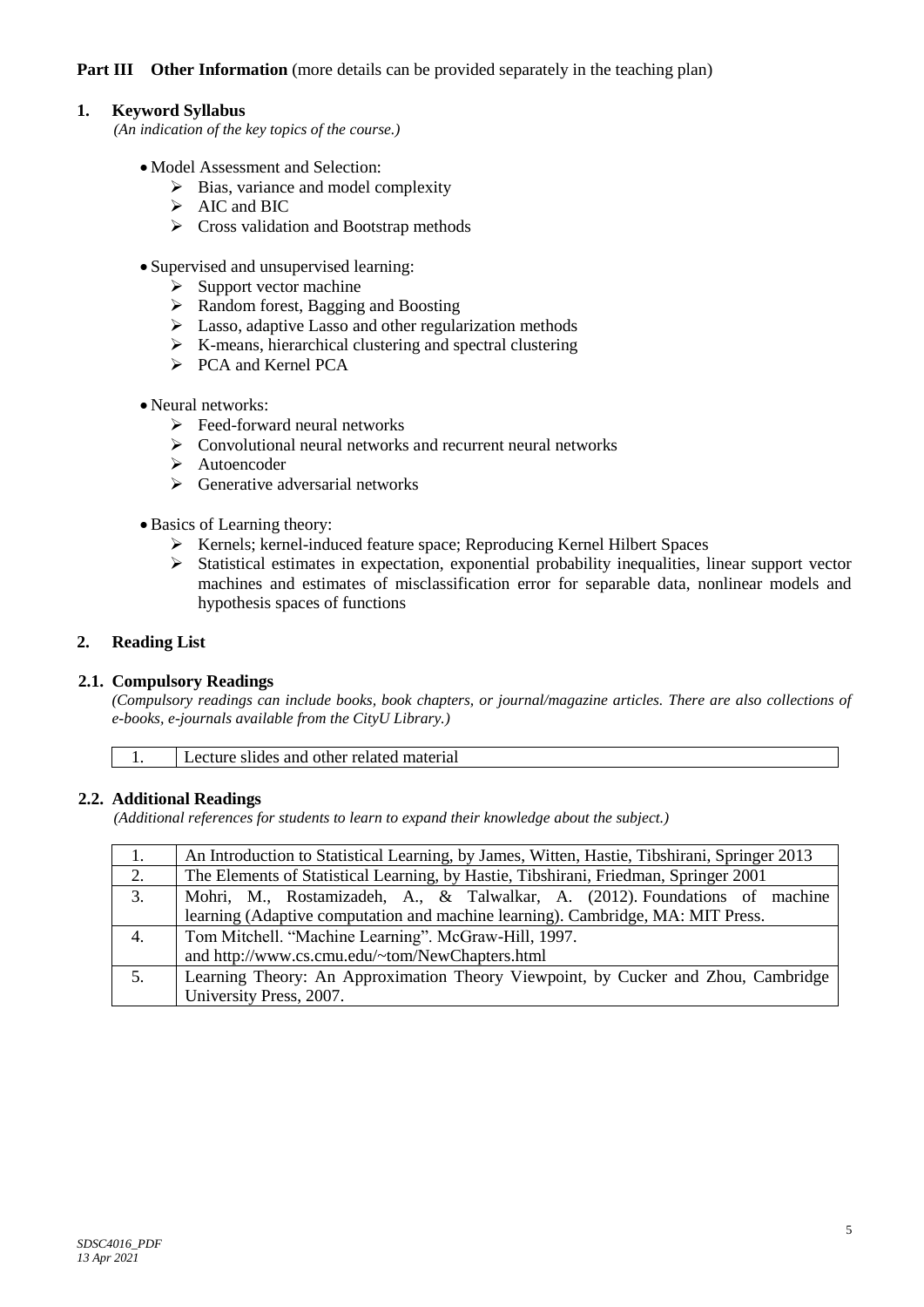**Part III Other Information** (more details can be provided separately in the teaching plan)

## 1. Keyword Syllabus

*(An indication of the key topics of the course.)*

- Model Assessment and Selection:
  - Bias, variance and model complexity
  - AIC and BIC
  - Cross validation and Bootstrap methods

- Supervised and unsupervised learning:
  - Support vector machine
  - Random forest, Bagging and Boosting
  - Lasso, adaptive Lasso and other regularization methods
  - K-means, hierarchical clustering and spectral clustering
  - PCA and Kernel PCA

- Neural networks:
  - Feed-forward neural networks
  - Convolutional neural networks and recurrent neural networks
  - Autoencoder
  - Generative adversarial networks

- Basics of Learning theory:
  - Kernels; kernel-induced feature space; Reproducing Kernel Hilbert Spaces
  - Statistical estimates in expectation, exponential probability inequalities, linear support vector machines and estimates of misclassification error for separable data, nonlinear models and hypothesis spaces of functions

## 2. Reading List

### 2.1. Compulsory Readings

*(Compulsory readings can include books, book chapters, or journal/magazine articles. There are also collections of e-books, e-journals available from the CityU Library.)*

| | |
|---|---|
| 1. | Lecture slides and other related material |

### 2.2. Additional Readings

*(Additional references for students to learn to expand their knowledge about the subject.)*

| | |
|---|---|
| 1. | An Introduction to Statistical Learning, by James, Witten, Hastie, Tibshirani, Springer 2013 |
| 2. | The Elements of Statistical Learning, by Hastie, Tibshirani, Friedman, Springer 2001 |
| 3. | Mohri, M., Rostamizadeh, A., & Talwalkar, A. (2012). Foundations of machine learning (Adaptive computation and machine learning). Cambridge, MA: MIT Press. |
| 4. | Tom Mitchell. "Machine Learning". McGraw-Hill, 1997. and http://www.cs.cmu.edu/~tom/NewChapters.html |
| 5. | Learning Theory: An Approximation Theory Viewpoint, by Cucker and Zhou, Cambridge University Press, 2007. |